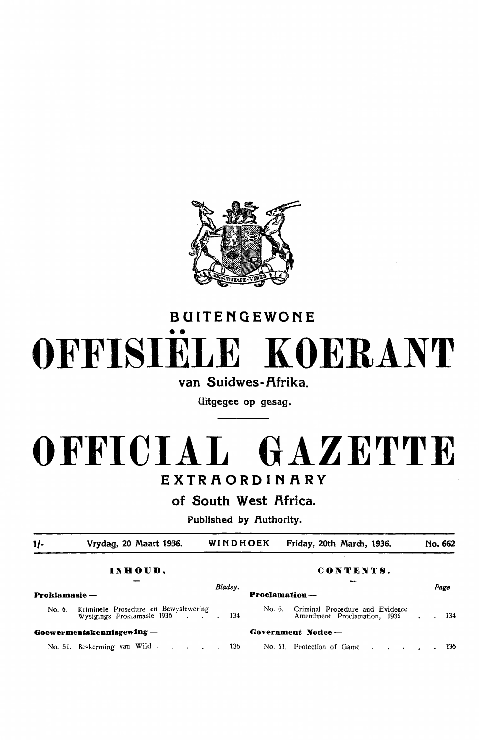# BUITENGEWONE

# OFFISIËLE KOERANT

**van Suidwes-Afrika.**

Uitgegee op gesag.

# OFFICIAL GAZETTE

# EXTRAORDINARY

**of South West Africa.**

Published by Authority.

| 1/- | Vrydag, 20 Maart 1936. | WINDHOEK | Friday, 20th March, 1936. | No. 662 |
|---|---|---|---|---|

## INHOUD.

| | Bladsy. |
|---|---|
| **Proklamasie —** | |
| No. 6. Kriminele Prosedure en Bewyslewering Wysigings Proklamasie 1936 | 134 |
| **Goewermentskennisgewing —** | |
| No. 51. Beskerming van Wild | 136 |

## CONTENTS.

| | Page |
|---|---|
| **Proclamation —** | |
| No. 6. Criminal Procedure and Evidence Amendment Proclamation, 1936 | 134 |
| **Government Notice —** | |
| No. 51. Protection of Game | 136 |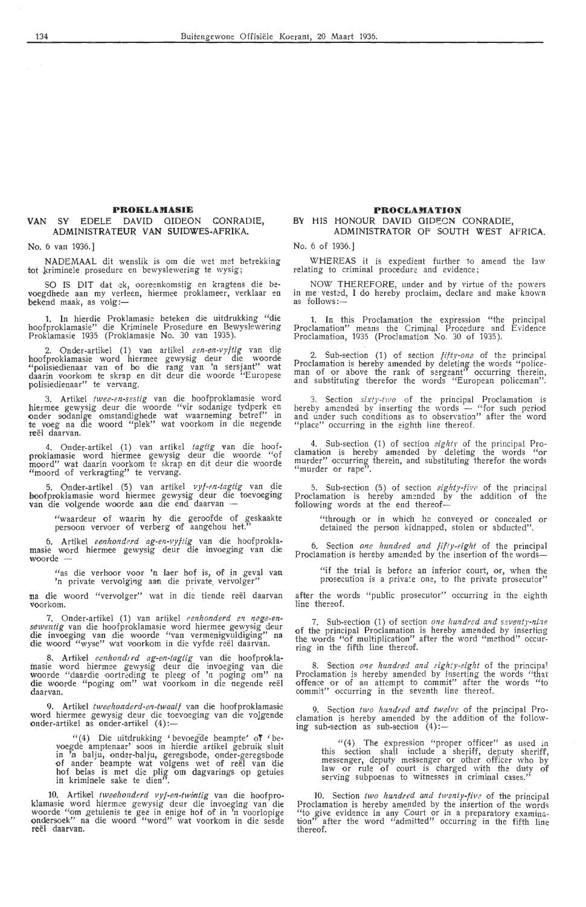## PROKLAMASIE

### VAN SY EDELE DAVID GIDEON CONRADIE, ADMINISTRATEUR VAN SUIDWES-AFRIKA.

No. 6 van 1936.]

NADEMAAL dit wenslik is om die wet met betrekking tot kriminele prosedure en bewyslewering te wysig;

SO IS DIT dat ek, ooreenkomstig en kragtens die bevoegdhede aan my verleen, hiermee proklameer, verklaar en bekend maak, as volg:—

1. In hierdie Proklamasie beteken die uitdrukking "die hoofproklamasie" die Kriminele Prosedure en Bewyslewering Proklamasie 1935 (Proklamasie No. 30 van 1935).

2. Onder-artikel (1) van artikel *een-en-vyftig* van die hoofproklamasie word hiermee gewysig deur die woorde "polisiedienaar van of bo die rang van 'n sersjant" wat daarin voorkom te skrap en dit deur die woorde "Europese polisiedienaar" te vervang.

3. Artikel *twee-en-sestig* van die hoofproklamasie word hiermee gewysig deur die woorde "vir sodanige tydperk en onder sodanige omstandighede wat waarneming betref" in te voeg na die woord "plek" wat voorkom in die negende reël daarvan.

4. Onder-artikel (1) van artikel *tagtig* van die hoofproklamasie word hiermee gewysig deur die woorde "of moord" wat daarin voorkom te skrap en dit deur die woorde "moord of verkragting" te vervang.

5. Onder-artikel (5) van artikel *vyf-en-tagtig* van die hoofproklamasie word hiermee gewysig deur die toevoeging van die volgende woorde aan die end daarvan —

> "waardeur of waarin hy die geroofde of geskaakte persoon vervoer of verberg of aangehou het."

6. Artikel *eenhonderd ag-en-vyftig* van die hoofproklamasie word hiermee gewysig deur die invoeging van die woorde —

> "as die verhoor voor 'n laer hof is, of in geval van 'n private vervolging aan die private vervolger"

na die woord "vervolger" wat in die tiende reël daarvan voorkom.

7. Onder-artikel (1) van artikel *eenhonderd en nege-en-sewentig* van die hoofproklamasie word hiermee gewysig deur die invoeging van die woorde "van vermenigvuldiging" na die woord "wyse" wat voorkom in die vyfde reël daarvan.

8. Artikel *eenhonderd ag-en-tagtig* van die hoofproklamasie word hiermee gewysig deur die invoeging van die woorde "daardie oortreding te pleeg of 'n poging om" na die woorde "poging om" wat voorkom in die negende reël daarvan.

9. Artikel *tweehonderd-en-twaalf* van die hoofproklamasie word hiermee gewysig deur die toevoeging van die volgende onder-artikel as onder-artikel (4):—

> "(4) Die uitdrukking 'bevoegde beampte' of 'bevoegde amptenaar' soos in hierdie artikel gebruik sluit in 'n balju, onder-balju, geregsbode, onder-geregsbode of ander beampte wat volgens wet of reël van die hof belas is met die plig om dagvarings op getuies in kriminele sake te dien".

10. Artikel *tweehonderd vyf-en-twintig* van die hoofproklamasie word hiermee gewysig deur die invoeging van die woorde "om getuienis te gee in enige hof of in 'n voorlopige ondersoek" na die woord "word" wat voorkom in die sesde reël daarvan.

## PROCLAMATION

### BY HIS HONOUR DAVID GIDEON CONRADIE, ADMINISTRATOR OF SOUTH WEST AFRICA.

No. 6 of 1936.]

WHEREAS it is expedient further to amend the law relating to criminal procedure and evidence;

NOW THEREFORE, under and by virtue of the powers in me vested, I do hereby proclaim, declare and make known as follows:—

1. In this Proclamation the expression "the principal Proclamation" means the Criminal Procedure and Evidence Proclamation, 1935 (Proclamation No. 30 of 1935).

2. Sub-section (1) of section *fifty-one* of the principal Proclamation is hereby amended by deleting the words "policeman of or above the rank of sergeant" occurring therein, and substituting therefor the words "European policeman".

3. Section *sixty-two* of the principal Proclamation is hereby amended by inserting the words — "for such period and under such conditions as to observation" after the word "place" occurring in the eighth line thereof.

4. Sub-section (1) of section *eighty* of the principal Proclamation is hereby amended by deleting the words "or murder" occurring therein, and substituting therefor the words "murder or rape".

5. Sub-section (5) of section *eighty-five* of the principal Proclamation is hereby amended by the addition of the following words at the end thereof—

> "through or in which he conveyed or concealed or detained the person kidnapped, stolen or abducted".

6. Section *one hundred and fifty-eight* of the principal Proclamation is hereby amended by the insertion of the words—

> "if the trial is before an inferior court, or, when the prosecution is a private one, to the private prosecutor"

after the words "public prosecutor" occurring in the eighth line thereof.

7. Sub-section (1) of section *one hundred and seventy-nine* of the principal Proclamation is hereby amended by inserting the words "of multiplication" after the word "method" occurring in the fifth line thereof.

8. Section *one hundred and eighty-eight* of the principal Proclamation is hereby amended by inserting the words "that offence or of an attempt to commit" after the words "to commit" occurring in the seventh line thereof.

9. Section *two hundred and twelve* of the principal Proclamation is hereby amended by the addition of the following sub-section as sub-section (4):—

> "(4) The expression "proper officer" as used in this section shall include a sheriff, deputy sheriff, messenger, deputy messenger or other officer who by law or rule of court is charged with the duty of serving subpoenas to witnesses in criminal cases."

10. Section *two hundred and twenty-five* of the principal Proclamation is hereby amended by the insertion of the words "to give evidence in any Court or in a preparatory examination" after the word "admitted" occurring in the fifth line thereof.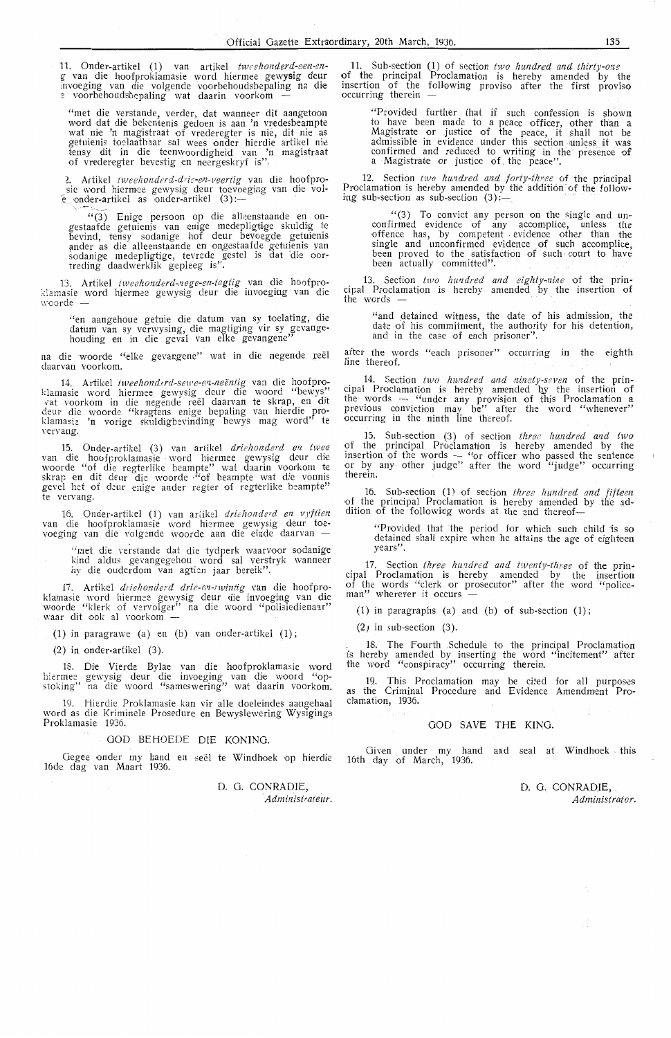11. Onder-artikel (1) van artikel *tweehonderd-een-en-g* van die hoofproklamasie word hiermee gewysig deur invoeging van die volgende voorbehoudsbepaling na die e voorbehoudsbepaling wat daarin voorkom —

"met die verstande, verder, dat wanneer dit aangetoon word dat die bekentenis gedoen is aan 'n vredesbeampte wat nie 'n magistraat of vrederegter is nie, dit nie as getuienis toelaatbaar sal wees onder hierdie artikel nie tensy dit in die teenwoordigheid van 'n magistraat of vrederegter bevestig en neergeskryf is".

2. Artikel *tweehonderd-drie-en-veertig* van die hoofprosie word hiermee gewysig deur toevoeging van die vole onder-artikel as onder-artikel (3):—

"(3) Enige persoon op die alleenstaande en ongestaafde getuienis van enige medepligtige skuldig te bevind, tensy sodanige hof deur bevoegde getuienis ander as die alleenstaande en ongestaafde getuienis van sodanige medepligtige, tevrede gestel is dat die oortreding daadwerklik gepleeg is".

13. Artikel *tweehonderd-nege-en-tagtig* van die hoofproklamasie word hiermee gewysig deur die invoeging van die woorde —

"en aangehoue getuie die datum van sy toelating, die datum van sy verwysing, die magtiging vir sy gevangehouding en in die geval van elke gevangene"

na die woorde "elke gevangene" wat in die negende reël daarvan voorkom.

14. Artikel *tweehonderd-sewe-en-neëntig* van die hoofproklamasie word hiermee gewysig deur die woord "bewys" wat voorkom in die negende reël daarvan te skrap, en dit deur die woorde "kragtens enige bepaling van hierdie proklamasie 'n vorige skuldigbevinding bewys mag word" te vervang.

15. Onder-artikel (3) van artikel *driehonderd en twee* van die hoofproklamasie word hiermee gewysig deur die woorde "of die regterlike beampte" wat daarin voorkom te skrap en dit deur die woorde "of beampte wat die vonnis gevel het of deur enige ander regter of regterlike beampte" te vervang.

16. Onder-artikel (1) van artikel *driehonderd en vyftien* van die hoofproklamasie word hiermee gewysig deur toevoeging van die volgende woorde aan die einde daarvan —

"met die verstande dat die tydperk waarvoor sodanige kind aldus gevangegehou word sal verstryk wanneer hy die ouderdom van agtien jaar bereik".

17. Artikel *driehonderd drie-en-twintig* van die hoofproklamasie word hiermee gewysig deur die invoeging van die woorde "klerk of vervolger" na die woord "polisiedienaar" waar dit ook al voorkom —

(1) in paragrawe (a) en (b) van onder-artikel (1);

(2) in onder-artikel (3).

18. Die Vierde Bylae van die hoofproklamasie word hiermee gewysig deur die invoeging van die woord "opstoking" na die woord "sameswering" wat daarin voorkom.

19. Hierdie Proklamasie kan vir alle doeleindes aangehaal word as die Kriminele Prosedure en Bewyslewering Wysigings Proklamasie 1936.

GOD BEHOEDE DIE KONING.

Gegee onder my hand en seël te Windhoek op hierdie 16de dag van Maart 1936.

D. G. CONRADIE,
*Administrateur.*

11. Sub-section (1) of section *two hundred and thirty-one* of the principal Proclamation is hereby amended by the insertion of the following proviso after the first proviso occurring therein —

"Provided further that if such confession is shown to have been made to a peace officer, other than a Magistrate or justice of the peace, it shall not be admissible in evidence under this section unless it was confirmed and reduced to writing in the presence of a Magistrate or justice of the peace".

12. Section *two hundred and forty-three* of the principal Proclamation is hereby amended by the addition of the following sub-section as sub-section (3):—

"(3) To convict any person on the single and unconfirmed evidence of any accomplice, unless the offence has, by competent evidence other than the single and unconfirmed evidence of such accomplice, been proved to the satisfaction of such court to have been actually committed".

13. Section *two hundred and eighty-nine* of the principal Proclamation is hereby amended by the insertion of the words —

"and detained witness, the date of his admission, the date of his commitment, the authority for his detention, and in the case of each prisoner".

after the words "each prisoner" occurring in the eighth line thereof.

14. Section *two hundred and ninety-seven* of the principal Proclamation is hereby amended by the insertion of the words — "under any provision of this Proclamation a previous conviction may be" after the word "whenever" occurring in the ninth line thereof.

15. Sub-section (3) of section *three hundred and two* of the principal Proclamation is hereby amended by the insertion of the words — "or officer who passed the sentence or by any other judge" after the word "judge" occurring therein.

16. Sub-section (1) of section *three hundred and fifteen* of the principal Proclamation is hereby amended by the addition of the following words at the end thereof—

"Provided that the period for which such child is so detained shall expire when he attains the age of eighteen years".

17. Section *three hundred and twenty-three* of the principal Proclamation is hereby amended by the insertion of the words "clerk or prosecutor" after the word "policeman" wherever it occurs —

(1) in paragraphs (a) and (b) of sub-section (1);

(2) in sub-section (3).

18. The Fourth Schedule to the principal Proclamation is hereby amended by inserting the word "incitement" after the word "conspiracy" occurring therein.

19. This Proclamation may be cited for all purposes as the Criminal Procedure and Evidence Amendment Proclamation, 1936.

GOD SAVE THE KING.

Given under my hand and seal at Windhoek this 16th day of March, 1936.

D. G. CONRADIE,
*Administrator.*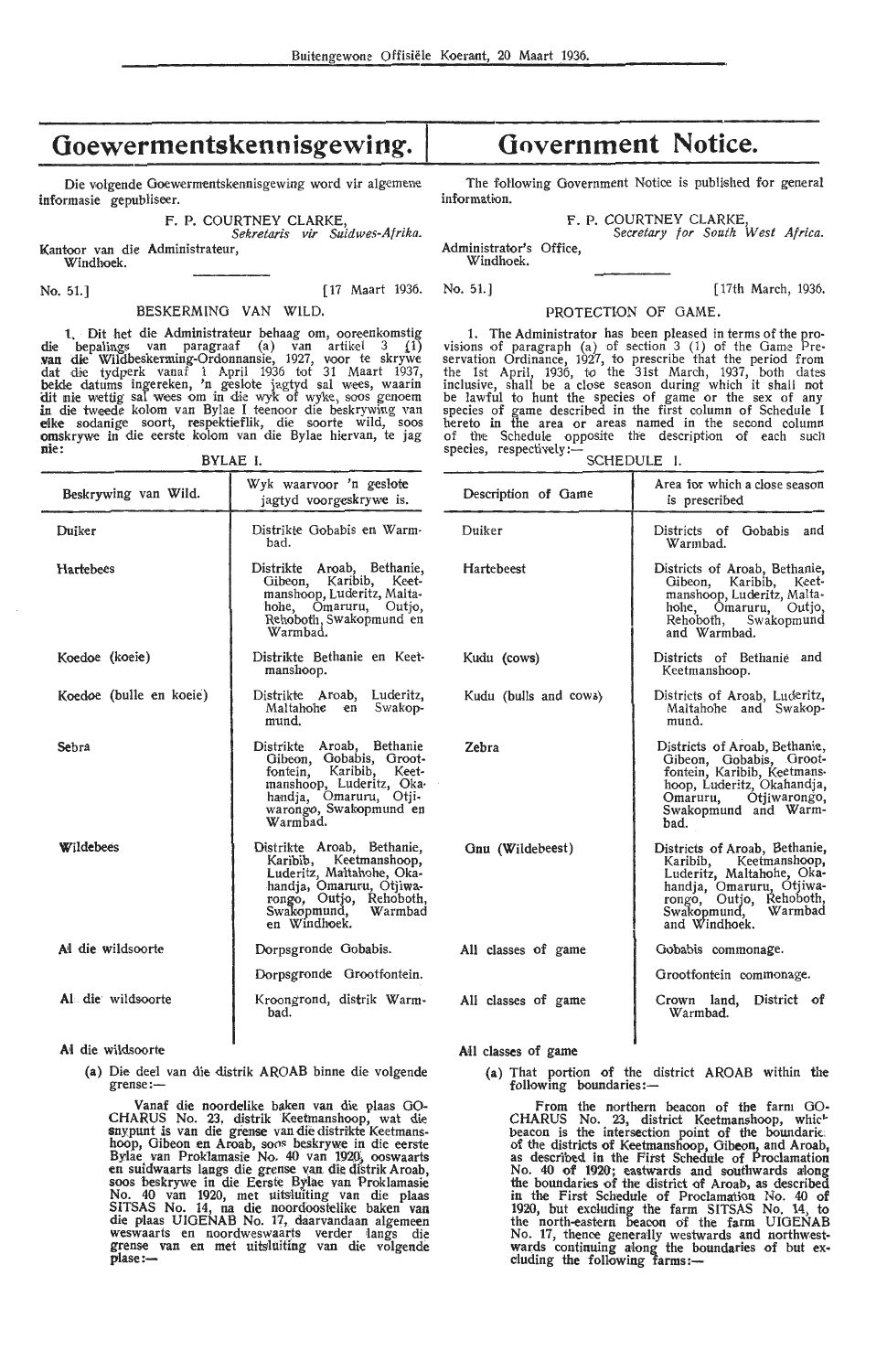# Goewermentskennisgewing.

Die volgende Goewermentskennisgewing word vir algemene informasie gepubliseer.

F. P. COURTNEY CLARKE,
*Sekretaris vir Suidwes-Afrika.*

Kantoor van die Administrateur,
Windhoek.

No. 51.] [17 Maart 1936.

BESKERMING VAN WILD.

1. Dit het die Administrateur behaag om, ooreenkomstig die bepalings van paragraaf (a) van artikel 3 (1) van die Wildbeskerming-Ordonnansie, 1927, voor te skrywe dat die tydperk vanaf 1 April 1936 tot 31 Maart 1937, beide datums ingereken, 'n geslote jagtyd sal wees, waarin dit nie wettig sal wees om in die wyk of wyke, soos genoem in die tweede kolom van Bylae I teenoor die beskrywing van elke sodanige soort, respektieflik, die soorte wild, soos omskrywe in die eerste kolom van die Bylae hiervan, te jag nie:

BYLAE I.

| Beskrywing van Wild. | Wyk waarvoor 'n geslote jagtyd voorgeskrywe is. |
|---|---|
| Duiker | Distrikte Gobabis en Warmbad. |
| Hartebees | Distrikte Aroab, Bethanie, Gibeon, Karibib, Keetmanshoop, Luderitz, Maltahohe, Omaruru, Outjo, Rehoboth, Swakopmund en Warmbad. |
| Koedoe (koeie) | Distrikte Bethanie en Keetmanshoop. |
| Koedoe (bulle en koeie) | Distrikte Aroab, Luderitz, Maltahohe en Swakopmund. |
| Sebra | Distrikte Aroab, Bethanie Gibeon, Gobabis, Grootfontein, Karibib, Keetmanshoop, Luderitz, Okahandja, Omaruru, Otjiwarongo, Swakopmund en Warmbad. |
| Wildebees | Distrikte Aroab, Bethanie, Karibib, Keetmanshoop, Luderitz, Maltahohe, Okahandja, Omaruru, Otjiwarongo, Outjo, Rehoboth, Swakopmund, Warmbad en Windhoek. |
| Al die wildsoorte | Dorpsgronde Gobabis. |
| | Dorpsgronde Grootfontein. |
| Al die wildsoorte | Kroongrond, distrik Warmbad. |

Al die wildsoorte

(a) Die deel van die distrik AROAB binne die volgende grense:—

Vanaf die noordelike baken van die plaas GOCHARUS No. 23, distrik Keetmanshoop, wat die snypunt is van die grense van die distrikte Keetmanshoop, Gibeon en Aroab, soos beskrywe in die eerste Bylae van Proklamasie No. 40 van 1920, ooswaarts en suidwaarts langs die grense van die distrik Aroab, soos beskrywe in die Eerste Bylae van Proklamasie No. 40 van 1920, met uitsluiting van die plaas SITSAS No. 14, na die noordoostelike baken van die plaas UIGENAB No. 17, daarvandaan algemeen weswaarts en noordweswaarts verder langs die grense van en met uitsluiting van die volgende plase:—

# Government Notice.

The following Government Notice is published for general information.

F. P. COURTNEY CLARKE,
*Secretary for South West Africa.*

Administrator's Office,
Windhoek.

No. 51.] [17th March, 1936.

PROTECTION OF GAME.

1. The Administrator has been pleased in terms of the provisions of paragraph (a) of section 3 (1) of the Game Preservation Ordinance, 1927, to prescribe that the period from the 1st April, 1936, to the 31st March, 1937, both dates inclusive, shall be a close season during which it shall not be lawful to hunt the species of game or the sex of any species of game described in the first column of Schedule I hereto in the area or areas named in the second column of the Schedule opposite the description of each such species, respectively:—

SCHEDULE I.

| Description of Game | Area for which a close season is prescribed |
|---|---|
| Duiker | Districts of Gobabis and Warmbad. |
| Hartebeest | Districts of Aroab, Bethanie, Gibeon, Karibib, Keetmanshoop, Luderitz, Maltahohe, Omaruru, Outjo, Rehoboth, Swakopmund and Warmbad. |
| Kudu (cows) | Districts of Bethanie and Keetmanshoop. |
| Kudu (bulls and cows) | Districts of Aroab, Luderitz, Maltahohe and Swakopmund. |
| Zebra | Districts of Aroab, Bethanie, Gibeon, Gobabis, Grootfontein, Karibib, Keetmanshoop, Luderitz, Okahandja, Omaruru, Otjiwarongo, Swakopmund and Warmbad. |
| Gnu (Wildebeest) | Districts of Aroab, Bethanie, Karibib, Keetmanshoop, Luderitz, Maltahohe, Okahandja, Omaruru, Otjiwarongo, Outjo, Rehoboth, Swakopmund, Warmbad and Windhoek. |
| All classes of game | Gobabis commonage. |
| | Grootfontein commonage. |
| All classes of game | Crown land, District of Warmbad. |

All classes of game

(a) That portion of the district AROAB within the following boundaries:—

From the northern beacon of the farm GOCHARUS No. 23, district Keetmanshoop, which beacon is the intersection point of the boundaries of the districts of Keetmanshoop, Gibeon, and Aroab, as described in the First Schedule of Proclamation No. 40 of 1920; eastwards and southwards along the boundaries of the district of Aroab, as described in the First Schedule of Proclamation No. 40 of 1920, but excluding the farm SITSAS No. 14, to the north-eastern beacon of the farm UIGENAB No. 17, thence generally westwards and northwestwards continuing along the boundaries of but excluding the following farms:—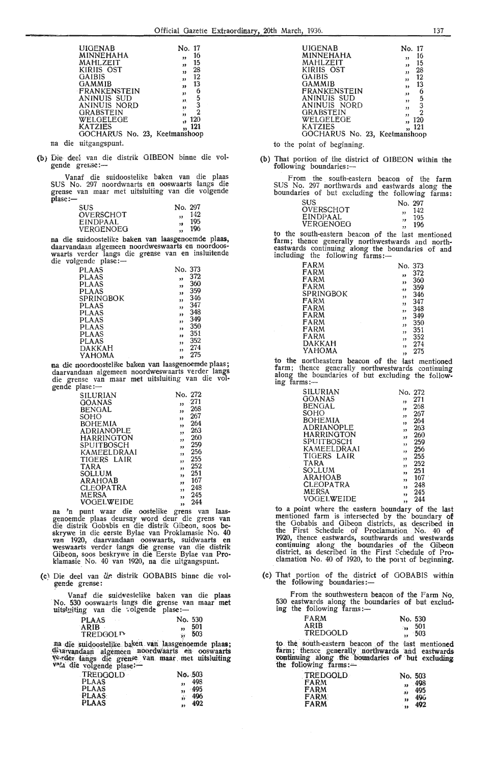| | |
|---|---|
| UIGENAB | No. 17 |
| MINNEHAHA | „ 16 |
| MAHLZEIT | „ 15 |
| KIRIIS OST | „ 28 |
| GAIBIS | „ 12 |
| GAMMIB | „ 13 |
| FRANKENSTEIN | „ 6 |
| ANINUIS SUD | „ 5 |
| ANINUIS NORD | „ 3 |
| GRABSTEIN | „ 2 |
| WELGELEGE | „ 120 |
| KATZIES | „ 121 |

GOCHARUS No. 23, Keetmanshoop

na die uitgangspunt.

(b) Die deel van die distrik GIBEON binne die volgende grense:—

Vanaf die suidoostelike baken van die plaas SUS No. 297 noordwaarts en ooswaarts langs die grense van maar met uitsluiting van die volgende plase:—

| | |
|---|---|
| SUS | No. 297 |
| OVERSCHOT | „ 142 |
| EINDPAAL | „ 195 |
| VERGENOEG | „ 196 |

na die suidoostelike baken van laasgenoemde plaas, daarvandaan algemeen noordweswaarts en noordooswaarts verder langs die grense van en insluitende die volgende plase:—

| | |
|---|---|
| PLAAS | No. 373 |
| PLAAS | „ 372 |
| PLAAS | „ 360 |
| PLAAS | „ 359 |
| SPRINGBOK | „ 346 |
| PLAAS | „ 347 |
| PLAAS | „ 348 |
| PLAAS | „ 349 |
| PLAAS | „ 350 |
| PLAAS | „ 351 |
| PLAAS | „ 352 |
| DAKKAH | „ 274 |
| YAHOMA | „ 275 |

na die noordoostelike baken van laasgenoemde plaas; daarvandaan algemeen noordweswaarts verder langs die grense van maar met uitsluiting van die volgende plase:—

| | |
|---|---|
| SILURIAN | No. 272 |
| GOANAS | „ 271 |
| BENGAL | „ 268 |
| SOHO | „ 267 |
| BOHEMIA | „ 264 |
| ADRIANOPLE | „ 263 |
| HARRINGTON | „ 260 |
| SPUITBOSCH | „ 259 |
| KAMEELDRAAI | „ 256 |
| TIGERS LAIR | „ 255 |
| TARA | „ 252 |
| SOLLUM | „ 251 |
| ARAHOAB | „ 167 |
| CLEOPATRA | „ 248 |
| MERSA | „ 245 |
| VOGELWEIDE | „ 244 |

na 'n punt waar die oostelike grens van laasgenoemde plaas deursny word deur die grens van die distrik Gobabis en die distrik Gibeon, soos beskrywe in die eerste Bylae van Proklamasie No. 40 van 1920, daarvandaan ooswaarts, suidwaarts en weswaarts verder langs die grense van die distrik Gibeon, soos beskrywe in die Eerste Bylae van Proklamasie No. 40 van 1920, na die uitgangspunt.

(c) Die deel van die distrik GOBABIS binne die volgende grense:

Vanaf die suidwestelike baken van die plaas No. 530 ooswaarts langs die grense van maar met uitsluiting van die volgende plase:—

| | |
|---|---|
| PLAAS | No. 530 |
| ARIB | „ 501 |
| TREDGOLD | „ 503 |

na die suidoostelike baken van laasgenoemde plaas; daarvandaan algemeen noordwaarts en ooswaarts verder langs die grense van maar met uitsluiting van die volgende plase:—

| | |
|---|---|
| TREDGOLD | No. 503 |
| PLAAS | „ 498 |
| PLAAS | „ 495 |
| PLAAS | „ 496 |
| PLAAS | „ 492 |

| | |
|---|---|
| UIGENAB | No. 17 |
| MINNEHAHA | „ 16 |
| MAHLZEIT | „ 15 |
| KIRIIS OST | „ 28 |
| GAIBIS | „ 12 |
| GAMMIB | „ 13 |
| FRANKENSTEIN | „ 6 |
| ANINUIS SUD | „ 5 |
| ANINUIS NORD | „ 3 |
| GRABSTEIN | „ 2 |
| WELGELEGE | „ 120 |
| KATZIES | „ 121 |

GOCHARUS No. 23, Keetmanshoop

to the point of beginning.

(b) That portion of the district of GIBEON within the following boundaries:—

From the south-eastern beacon of the farm SUS No. 297 northwards and eastwards along the boundaries of but excluding the following farms:

| | |
|---|---|
| SUS | No. 297 |
| OVERSCHOT | „ 142 |
| EINDPAAL | „ 195 |
| VERGENOEG | „ 196 |

to the south-eastern beacon of the last mentioned farm; thence generally northwestwards and northeastwards continuing along the boundaries of and including the following farms:—

| | |
|---|---|
| FARM | No. 373 |
| FARM | „ 372 |
| FARM | „ 360 |
| FARM | „ 359 |
| SPRINGBOK | „ 346 |
| FARM | „ 347 |
| FARM | „ 348 |
| FARM | „ 349 |
| FARM | „ 350 |
| FARM | „ 351 |
| FARM | „ 352 |
| DAKKAH | „ 274 |
| YAHOMA | „ 275 |

to the northeastern beacon of the last mentioned farm; thence generally northwestwards continuing along the boundaries of but excluding the following farms:—

| | |
|---|---|
| SILURIAN | No. 272 |
| GOANAS | „ 271 |
| BENGAL | „ 268 |
| SOHO | „ 267 |
| BOHEMIA | „ 264 |
| ADRIANOPLE | „ 263 |
| HARRINGTON | „ 260 |
| SPUITBOSCH | „ 259 |
| KAMEELDRAAI | „ 256 |
| TIGERS LAIR | „ 255 |
| TARA | „ 252 |
| SOLLUM | „ 251 |
| ARAHOAB | „ 167 |
| CLEOPATRA | „ 248 |
| MERSA | „ 245 |
| VOGELWEIDE | „ 244 |

to a point where the eastern boundary of the last mentioned farm is intersected by the boundary of the Gobabis and Gibeon districts, as described in the First Schedule of Proclamation No. 40 of 1920, thence eastwards, southwards and westwards continuing along the boundaries of the Gibeon district, as described in the First Schedule of Proclamation No. 40 of 1920, to the point of beginning.

(c) That portion of the district of GOBABIS within the following boundaries:—

From the southwestern beacon of the Farm No. 530 eastwards along the boundaries of but excluding the following farms:—

| | |
|---|---|
| FARM | No. 530 |
| ARIB | „ 501 |
| TREDGOLD | „ 503 |

to the south-eastern beacon of the last mentioned farm; thence generally northwards and eastwards continuing along the boundaries of but excluding the following farms:—

| | |
|---|---|
| TREDGOLD | No. 503 |
| FARM | „ 498 |
| FARM | „ 495 |
| FARM | „ 496 |
| FARM | „ 492 |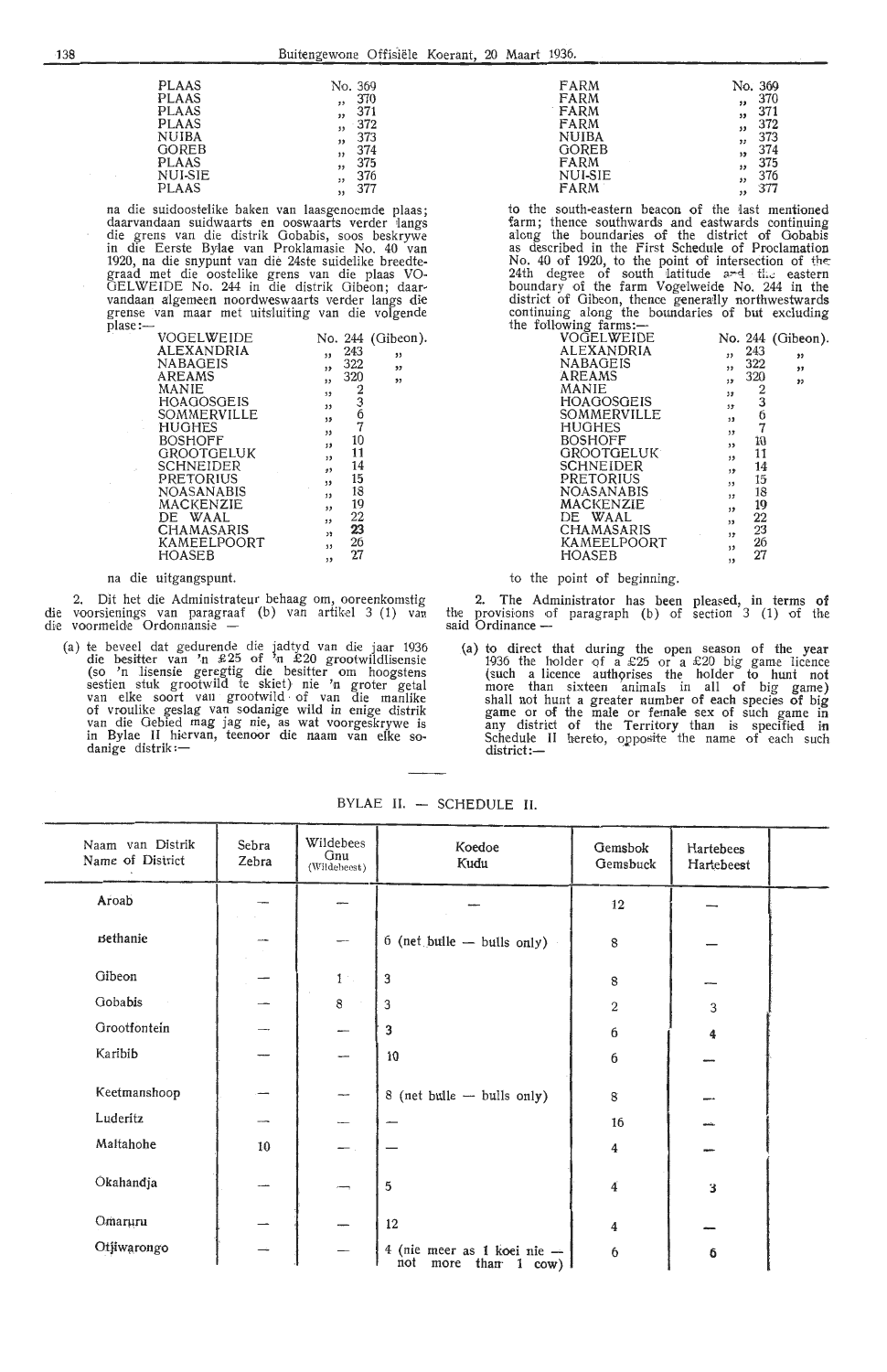| PLAAS | No. 369 |
|---|---|
| PLAAS | ,, 370 |
| PLAAS | ,, 371 |
| PLAAS | ,, 372 |
| NUIBA | ,, 373 |
| GOREB | ,, 374 |
| PLAAS | ,, 375 |
| NUI-SIE | ,, 376 |
| PLAAS | ,, 377 |

na die suidoostelike baken van laasgenoemde plaas; daarvandaan suidwaarts en ooswaarts verder langs die grens van die distrik Gobabis, soos beskrywe in die Eerste Bylae van Proklamasie No. 40 van 1920, na die snypunt van die 24ste suidelike breedtegraad met die oostelike grens van die plaas VOGELWEIDE No. 244 in die distrik Gibeon; daarvandaan algemeen noordweswaarts verder langs die grense van maar met uitsluiting van die volgende plase:—

| VOGELWEIDE | No. 244 (Gibeon). |
|---|---|
| ALEXANDRIA | ,, 243 ,, |
| NABAGEIS | ,, 322 ,, |
| AREAMS | ,, 320 ,, |
| MANIE | ,, 2 |
| HOAGOSGEIS | ,, 3 |
| SOMMERVILLE | ,, 6 |
| HUGHES | ,, 7 |
| BOSHOFF | ,, 10 |
| GROOTGELUK | ,, 11 |
| SCHNEIDER | ,, 14 |
| PRETORIUS | ,, 15 |
| NOASANABIS | ,, 18 |
| MACKENZIE | ,, 19 |
| DE WAAL | ,, 22 |
| CHAMASARIS | ,, 23 |
| KAMEELPOORT | ,, 26 |
| HOASEB | ,, 27 |

na die uitgangspunt.

2. Dit het die Administrateur behaag om, ooreenkomstig die voorsienings van paragraaf (b) van artikel 3 (1) van die voormelde Ordonnansie —

(a) te beveel dat gedurende die jadtyd van die jaar 1936 die besitter van 'n £25 of 'n £20 grootwildlisensie (so 'n lisensie geregtig die besitter om hoogstens sestien stuk grootwild te skiet) nie 'n groter getal van elke soort van grootwild of van die manlike of vroulike geslag van sodanige wild in enige distrik van die Gebied mag jag nie, as wat voorgeskrywe is in Bylae II hiervan, teenoor die naam van elke sodanige distrik:—

| FARM | No. 369 |
|---|---|
| FARM | ,, 370 |
| FARM | ,, 371 |
| FARM | ,, 372 |
| NUIBA | ,, 373 |
| GOREB | ,, 374 |
| FARM | ,, 375 |
| NUI-SIE | ,, 376 |
| FARM | ,, 377 |

to the south-eastern beacon of the last mentioned farm; thence southwards and eastwards continuing along the boundaries of the district of Gobabis as described in the First Schedule of Proclamation No. 40 of 1920, to the point of intersection of the 24th degree of south latitude and the eastern boundary of the farm Vogelweide No. 244 in the district of Gibeon, thence generally northwestwards continuing along the boundaries of but excluding the following farms:—

| VOGELWEIDE | No. 244 (Gibeon). |
|---|---|
| ALEXANDRIA | ,, 243 ,, |
| NABAGEIS | ,, 322 ,, |
| AREAMS | ,, 320 ,, |
| MANIE | ,, 2 |
| HOAGOSGEIS | ,, 3 |
| SOMMERVILLE | ,, 6 |
| HUGHES | ,, 7 |
| BOSHOFF | ,, 10 |
| GROOTGELUK | ,, 11 |
| SCHNEIDER | ,, 14 |
| PRETORIUS | ,, 15 |
| NOASANABIS | ,, 18 |
| MACKENZIE | ,, 19 |
| DE WAAL | ,, 22 |
| CHAMASARIS | ,, 23 |
| KAMEELPOORT | ,, 26 |
| HOASEB | ,, 27 |

to the point of beginning.

2. The Administrator has been pleased, in terms of the provisions of paragraph (b) of section 3 (1) of the said Ordinance —

(a) to direct that during the open season of the year 1936 the holder of a £25 or a £20 big game licence (such a licence authorises the holder to hunt not more than sixteen animals in all of big game) shall not hunt a greater number of each species of big game or of the male or female sex of such game in any district of the Territory than is specified in Schedule II hereto, opposite the name of each such district:—

## BYLAE II. — SCHEDULE II.

| Naam van Distrik<br>Name of District | Sebra<br>Zebra | Wildebees<br>Gnu<br>(Wildebeest) | Koedoe<br>Kudu | Gemsbok<br>Gemsbuck | Hartebees<br>Hartebeest | |
|---|---|---|---|---|---|---|
| Aroab | — | — | — | 12 | — | |
| Bethanie | — | — | 6 (net bulle — bulls only) | 8 | — | |
| Gibeon | — | 1 | 3 | 8 | — | |
| Gobabis | — | 8 | 3 | 2 | 3 | |
| Grootfontein | — | — | 3 | 6 | 4 | |
| Karibib | — | — | 10 | 6 | — | |
| Keetmanshoop | — | — | 8 (net bulle — bulls only) | 8 | — | |
| Luderitz | — | — | — | 16 | — | |
| Maltahohe | 10 | — | — | 4 | — | |
| Okahandja | — | — | 5 | 4 | 3 | |
| Omaruru | — | — | 12 | 4 | — | |
| Otjiwarongo | — | — | 4 (nie meer as 1 koei nie — not more than 1 cow) | 6 | 6 | |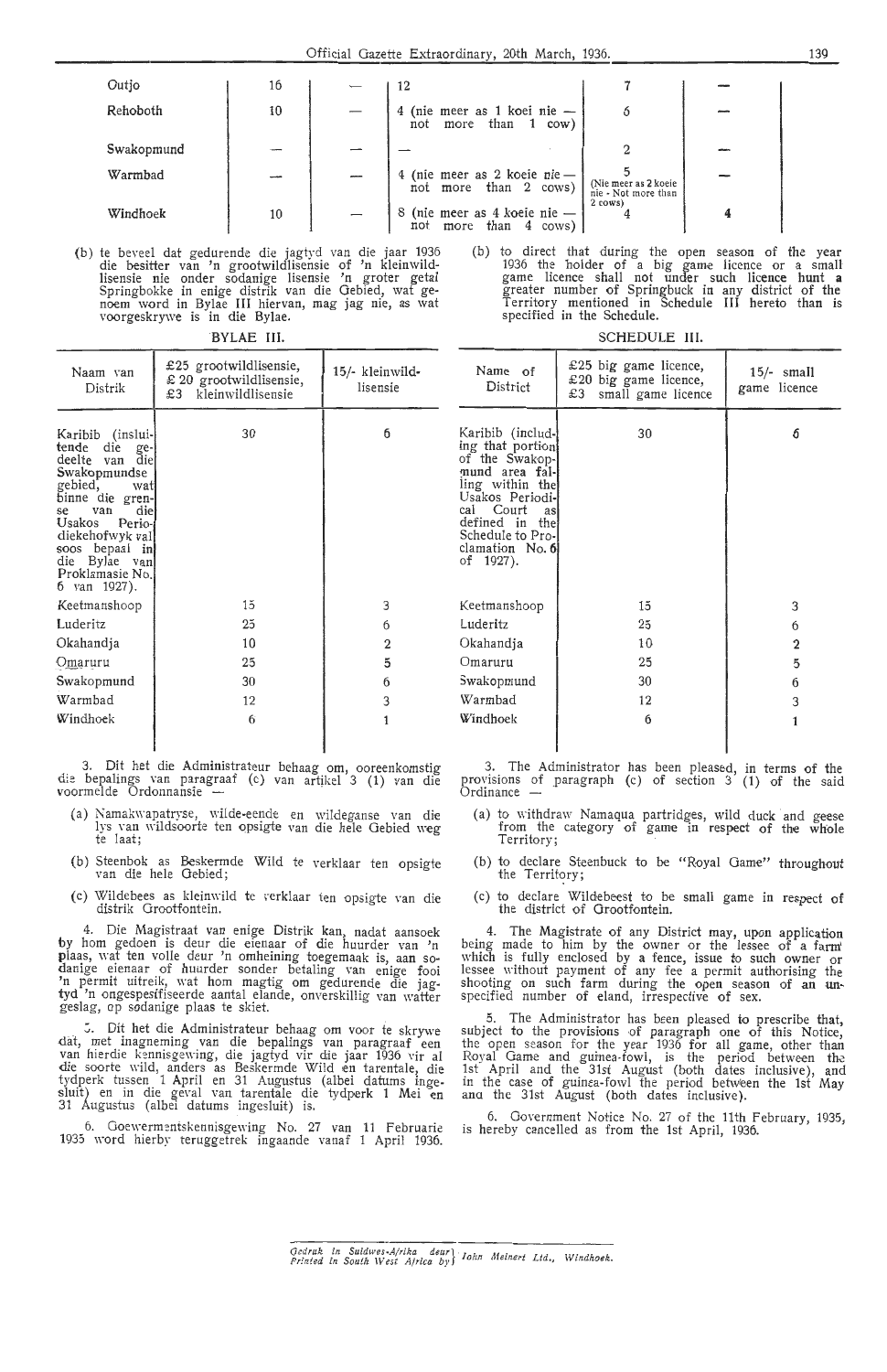| | | | | | |
|---|---|---|---|---|---|
| Outjo | 16 | — | 12 | 7 | — |
| Rehoboth | 10 | — | 4 (nie meer as 1 koei nie — not more than 1 cow) | 6 | — |
| Swakopmund | — | — | — | 2 | — |
| Warmbad | — | — | 4 (nie meer as 2 koeie nie — not more than 2 cows) | 5 (Nie meer as 2 koeie nie - Not more than 2 cows) | — |
| Windhoek | 10 | — | 8 (nie meer as 4 koeie nie — not more than 4 cows) | 4 | 4 |

(b) te beveel dat gedurende die jagtyd van die jaar 1936 die besitter van 'n grootwildlisensie of 'n kleinwildlisensie nie onder sodanige lisensie 'n groter getal Springbokke in enige distrik van die Gebied, wat genoem word in Bylae III hiervan, mag jag nie, as wat voorgeskrywe is in die Bylae.

BYLAE III.

| Naam van Distrik | £25 grootwildlisensie, £20 grootwildlisensie, £3 kleinwildlisensie | 15/- kleinwildlisensie |
|---|---|---|
| Karibib (insluitende die gedeelte van die Swakopmundse gebied, wat binne die grense van die Usakos Periodiekehofwyk val soos bepaal in die Bylae van Proklamasie No. 6 van 1927). | 30 | 6 |
| Keetmanshoop | 15 | 3 |
| Luderitz | 25 | 6 |
| Okahandja | 10 | 2 |
| Omaruru | 25 | 5 |
| Swakopmund | 30 | 6 |
| Warmbad | 12 | 3 |
| Windhoek | 6 | 1 |

3. Dit het die Administrateur behaag om, ooreenkomstig die bepalings van paragraaf (c) van artikel 3 (1) van die voormelde Ordonnansie —

(a) Namakwapatryse, wilde-eende en wildeganse van die lys van wildsoorte ten opsigte van die hele Gebied weg te laat;

(b) Steenbok as Beskermde Wild te verklaar ten opsigte van die hele Gebied;

(c) Wildebees as kleinwild te verklaar ten opsigte van die distrik Grootfontein.

4. Die Magistraat van enige Distrik kan, nadat aansoek by hom gedoen is deur die eienaar of die huurder van 'n plaas, wat ten volle deur 'n omheining toegemaak is, aan sodanige eienaar of huurder sonder betaling van enige fooi 'n permit uitreik, wat hom magtig om gedurende die jagtyd 'n ongespesifiseerde aantal elande, onverskillig van watter geslag, op sodanige plaas te skiet.

5. Dit het die Administrateur behaag om voor te skrywe dat, met inagneming van die bepalings van paragraaf een van hierdie kennisgewing, die jagtyd vir die jaar 1936 vir al die soorte wild, anders as Beskermde Wild en tarentale, die tydperk tussen 1 April en 31 Augustus (albei datums ingesluit) en in die geval van tarentale die tydperk 1 Mei en 31 Augustus (albei datums ingesluit) is.

6. Goewermentskennisgewing No. 27 van 11 Februarie 1935 word hierby teruggetrek ingaande vanaf 1 April 1936.

(b) to direct that during the open season of the year 1936 the holder of a big game licence or a small game licence shall not under such licence hunt a greater number of Springbuck in any district of the Territory mentioned in Schedule III hereto than is specified in the Schedule.

SCHEDULE III.

| Name of District | £25 big game licence, £20 big game licence, £3 small game licence | 15/- small game licence |
|---|---|---|
| Karibib (including that portion of the Swakopmund area falling within the Usakos Periodical Court as defined in the Schedule to Proclamation No. 6 of 1927). | 30 | 6 |
| Keetmanshoop | 15 | 3 |
| Luderitz | 25 | 6 |
| Okahandja | 10 | 2 |
| Omaruru | 25 | 5 |
| Swakopmund | 30 | 6 |
| Warmbad | 12 | 3 |
| Windhoek | 6 | 1 |

3. The Administrator has been pleased, in terms of the provisions of paragraph (c) of section 3 (1) of the said Ordinance —

(a) to withdraw Namaqua partridges, wild duck and geese from the category of game in respect of the whole Territory;

(b) to declare Steenbuck to be "Royal Game" throughout the Territory;

(c) to declare Wildebeest to be small game in respect of the district of Grootfontein.

4. The Magistrate of any District may, upon application being made to him by the owner or the lessee of a farm which is fully enclosed by a fence, issue to such owner or lessee without payment of any fee a permit authorising the shooting on such farm during the open season of an unspecified number of eland, irrespective of sex.

5. The Administrator has been pleased to prescribe that, subject to the provisions of paragraph one of this Notice, the open season for the year 1936 for all game, other than Royal Game and guinea-fowl, is the period between the 1st April and the 31st August (both dates inclusive), and in the case of guinea-fowl the period between the 1st May and the 31st August (both dates inclusive).

6. Government Notice No. 27 of the 11th February, 1935, is hereby cancelled as from the 1st April, 1936.

Gedruk in Suidwes-Afrika deur / Printed in South West Africa by John Meinert Ltd., Windhoek.